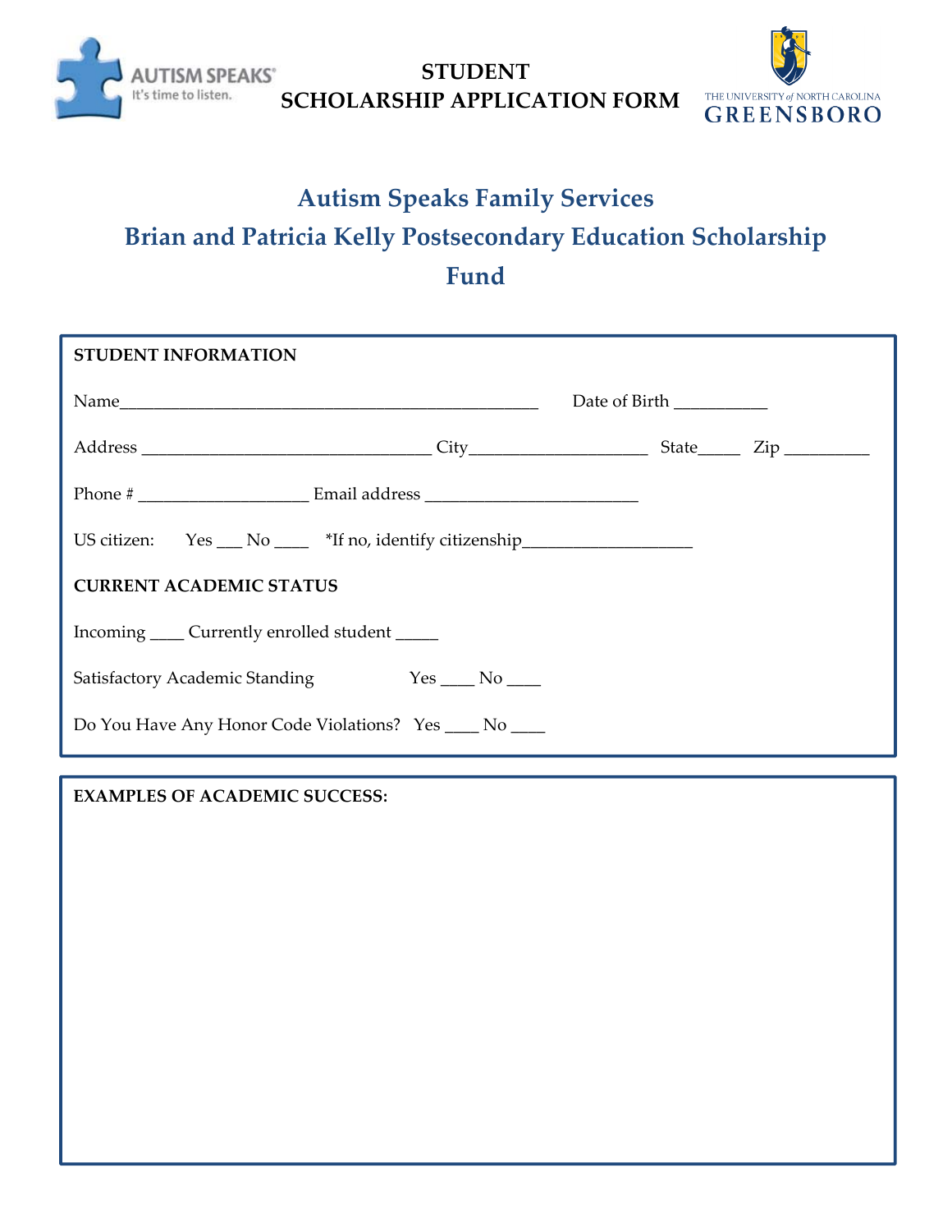AUTISM SPEAKS®
It's time to listen.

# STUDENT SCHOLARSHIP APPLICATION FORM

THE UNIVERSITY *of* NORTH CAROLINA
GREENSBORO

## Autism Speaks Family Services
## Brian and Patricia Kelly Postsecondary Education Scholarship Fund

**STUDENT INFORMATION**

Name_______________________________________________ Date of Birth __________

Address ________________________________ City___________________ State_____ Zip _________

Phone # ___________________ Email address _______________________

US citizen: Yes ___ No ____ *If no, identify citizenship___________________

**CURRENT ACADEMIC STATUS**

Incoming ____ Currently enrolled student _____

Satisfactory Academic Standing Yes ____ No ____

Do You Have Any Honor Code Violations? Yes ____ No ____

**EXAMPLES OF ACADEMIC SUCCESS:**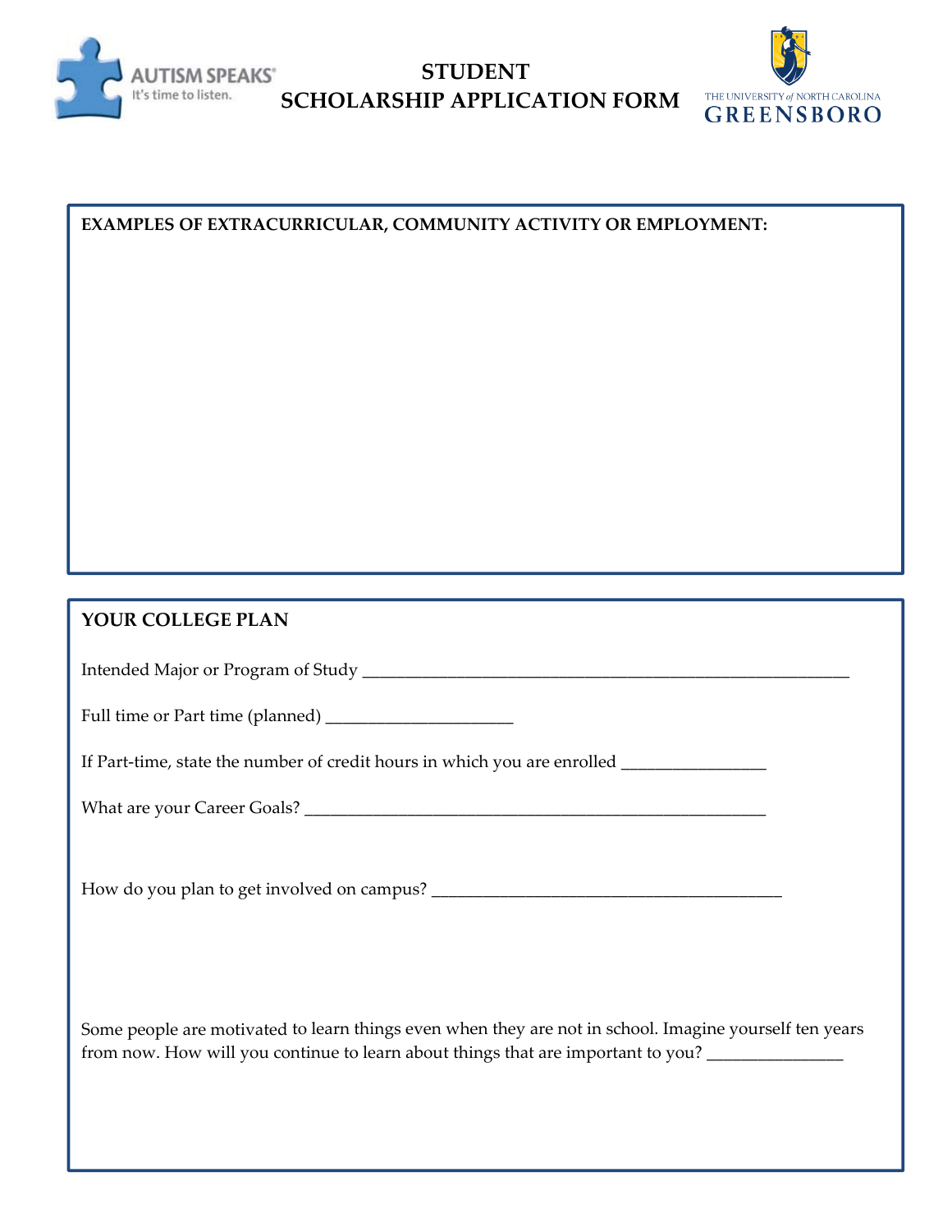# STUDENT SCHOLARSHIP APPLICATION FORM

**EXAMPLES OF EXTRACURRICULAR, COMMUNITY ACTIVITY OR EMPLOYMENT:**

## YOUR COLLEGE PLAN

Intended Major or Program of Study ___________________________________________________________

Full time or Part time (planned) _______________________

If Part-time, state the number of credit hours in which you are enrolled __________________

What are your Career Goals? _________________________________________________________

How do you plan to get involved on campus? ___________________________________________

Some people are motivated to learn things even when they are not in school. Imagine yourself ten years from now. How will you continue to learn about things that are important to you? _________________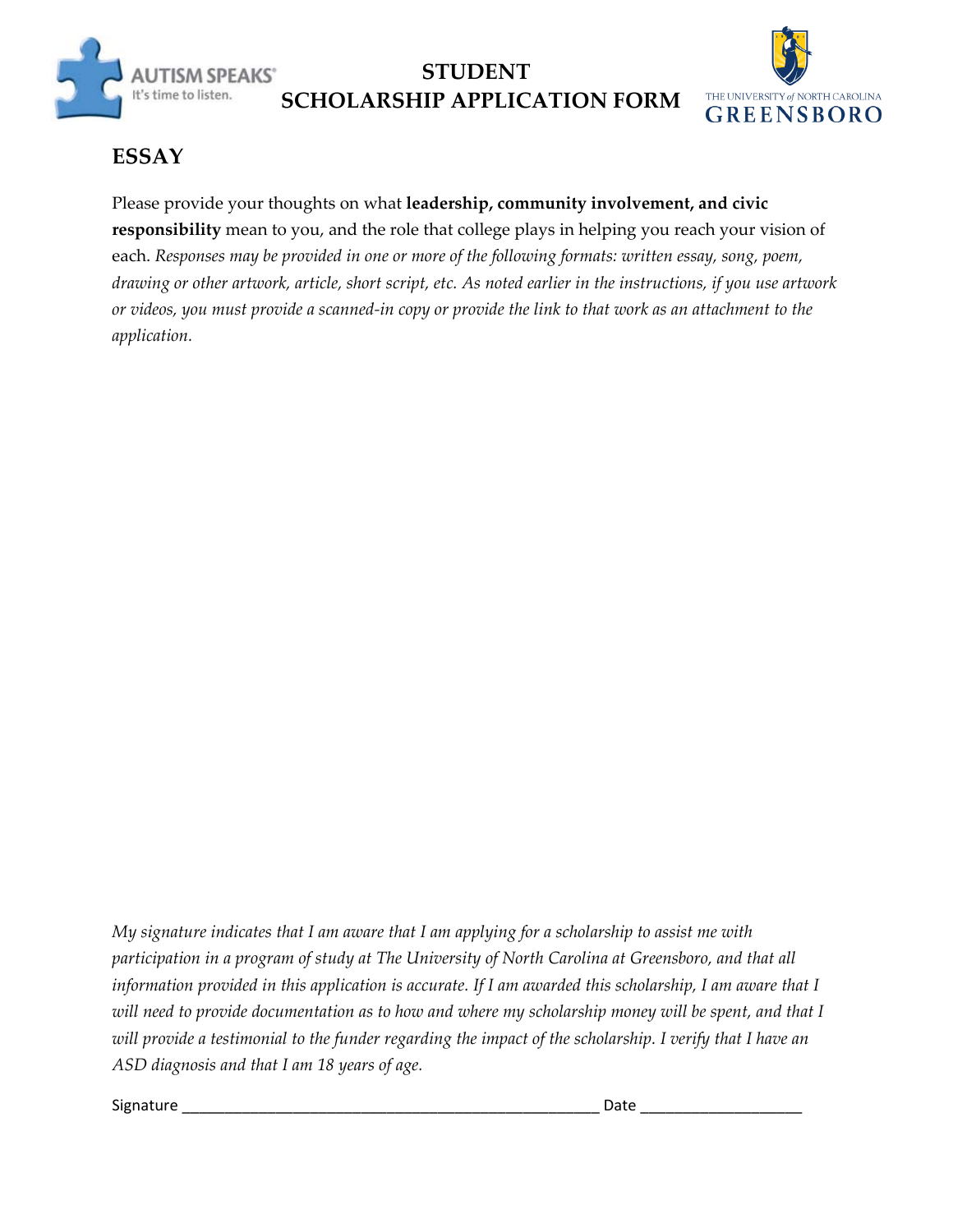# STUDENT SCHOLARSHIP APPLICATION FORM

## ESSAY

Please provide your thoughts on what **leadership, community involvement, and civic responsibility** mean to you, and the role that college plays in helping you reach your vision of each. *Responses may be provided in one or more of the following formats: written essay, song, poem, drawing or other artwork, article, short script, etc. As noted earlier in the instructions, if you use artwork or videos, you must provide a scanned-in copy or provide the link to that work as an attachment to the application.*

*My signature indicates that I am aware that I am applying for a scholarship to assist me with participation in a program of study at The University of North Carolina at Greensboro, and that all information provided in this application is accurate. If I am awarded this scholarship, I am aware that I will need to provide documentation as to how and where my scholarship money will be spent, and that I will provide a testimonial to the funder regarding the impact of the scholarship. I verify that I have an ASD diagnosis and that I am 18 years of age.*

Signature ____________________________________________________ Date ___________________